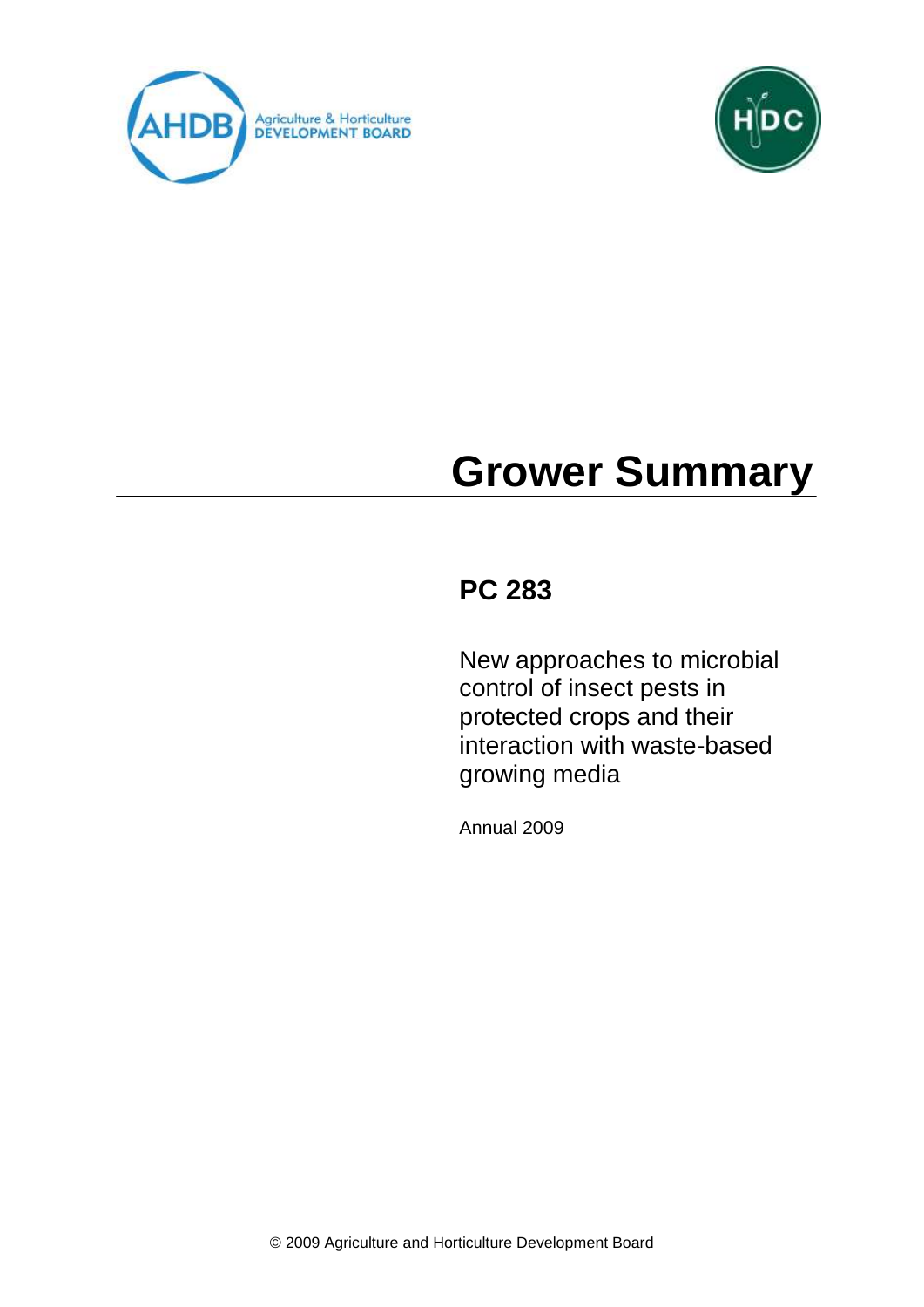# Grower Summary

## PC 283

New approaches to microbial control of insect pests in protected crops and their interaction with waste-based growing media

Annual 2009

© 2009 Agriculture and Horticulture Development Board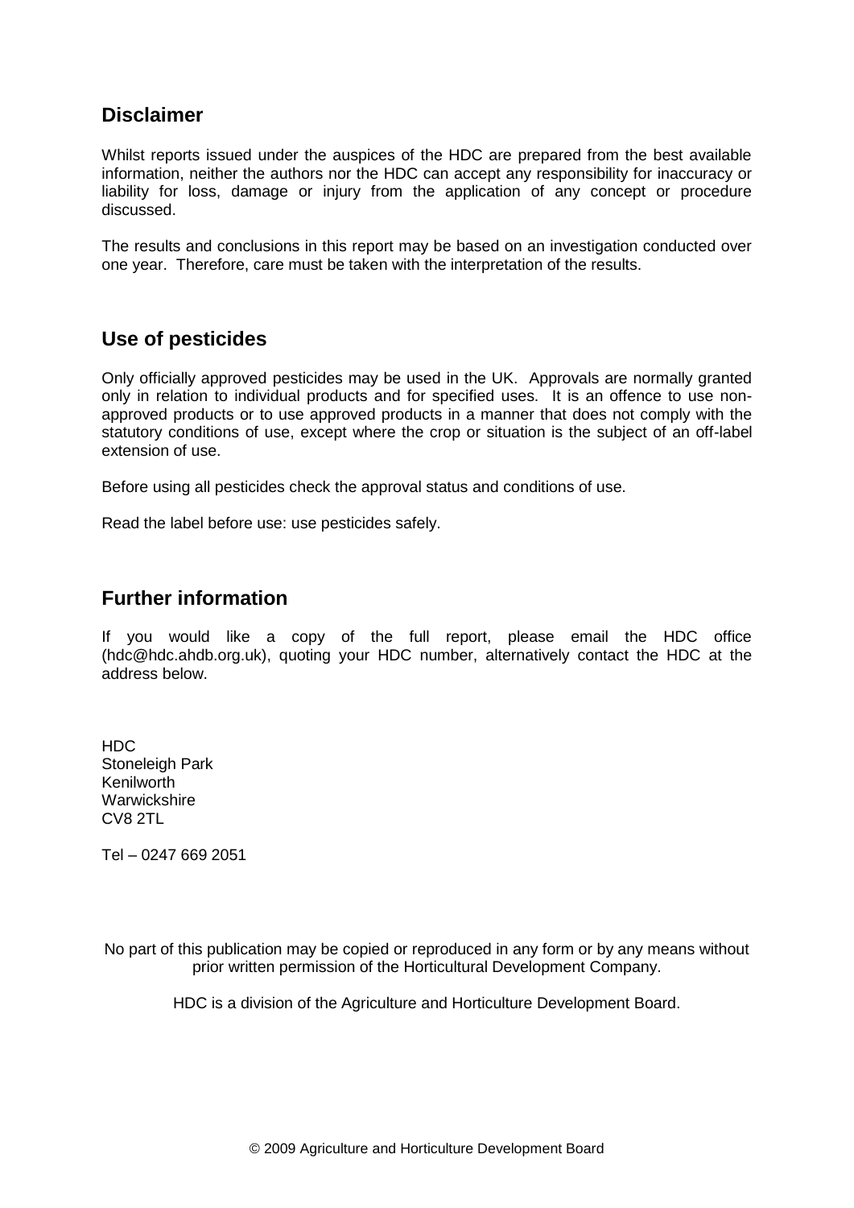## Disclaimer

Whilst reports issued under the auspices of the HDC are prepared from the best available information, neither the authors nor the HDC can accept any responsibility for inaccuracy or liability for loss, damage or injury from the application of any concept or procedure discussed.

The results and conclusions in this report may be based on an investigation conducted over one year. Therefore, care must be taken with the interpretation of the results.

## Use of pesticides

Only officially approved pesticides may be used in the UK. Approvals are normally granted only in relation to individual products and for specified uses. It is an offence to use non-approved products or to use approved products in a manner that does not comply with the statutory conditions of use, except where the crop or situation is the subject of an off-label extension of use.

Before using all pesticides check the approval status and conditions of use.

Read the label before use: use pesticides safely.

## Further information

If you would like a copy of the full report, please email the HDC office (hdc@hdc.ahdb.org.uk), quoting your HDC number, alternatively contact the HDC at the address below.

HDC
Stoneleigh Park
Kenilworth
Warwickshire
CV8 2TL

Tel – 0247 669 2051

No part of this publication may be copied or reproduced in any form or by any means without prior written permission of the Horticultural Development Company.

HDC is a division of the Agriculture and Horticulture Development Board.

© 2009 Agriculture and Horticulture Development Board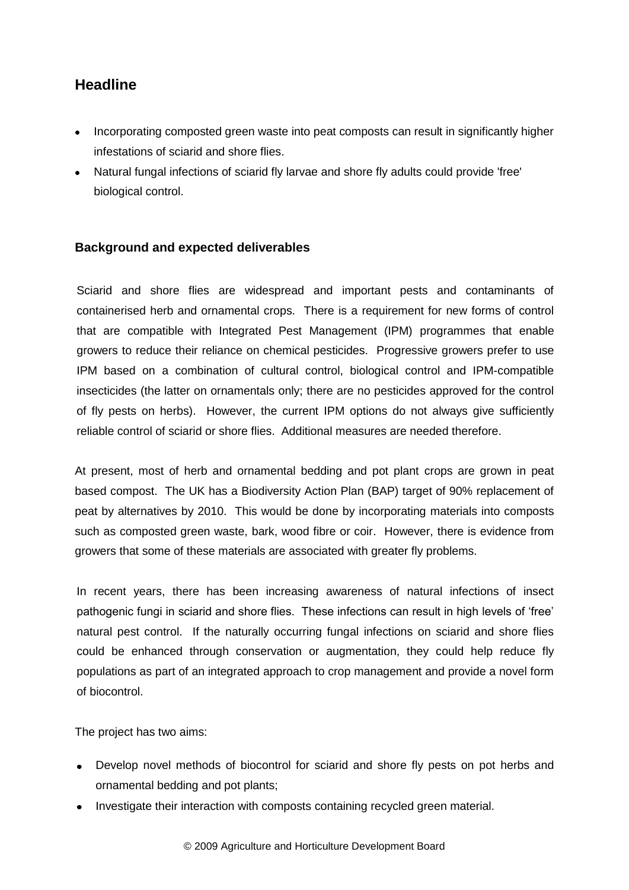## Headline

- Incorporating composted green waste into peat composts can result in significantly higher infestations of sciarid and shore flies.
- Natural fungal infections of sciarid fly larvae and shore fly adults could provide 'free' biological control.

### Background and expected deliverables

Sciarid and shore flies are widespread and important pests and contaminants of containerised herb and ornamental crops. There is a requirement for new forms of control that are compatible with Integrated Pest Management (IPM) programmes that enable growers to reduce their reliance on chemical pesticides. Progressive growers prefer to use IPM based on a combination of cultural control, biological control and IPM-compatible insecticides (the latter on ornamentals only; there are no pesticides approved for the control of fly pests on herbs). However, the current IPM options do not always give sufficiently reliable control of sciarid or shore flies. Additional measures are needed therefore.

At present, most of herb and ornamental bedding and pot plant crops are grown in peat based compost. The UK has a Biodiversity Action Plan (BAP) target of 90% replacement of peat by alternatives by 2010. This would be done by incorporating materials into composts such as composted green waste, bark, wood fibre or coir. However, there is evidence from growers that some of these materials are associated with greater fly problems.

In recent years, there has been increasing awareness of natural infections of insect pathogenic fungi in sciarid and shore flies. These infections can result in high levels of 'free' natural pest control. If the naturally occurring fungal infections on sciarid and shore flies could be enhanced through conservation or augmentation, they could help reduce fly populations as part of an integrated approach to crop management and provide a novel form of biocontrol.

The project has two aims:

- Develop novel methods of biocontrol for sciarid and shore fly pests on pot herbs and ornamental bedding and pot plants;
- Investigate their interaction with composts containing recycled green material.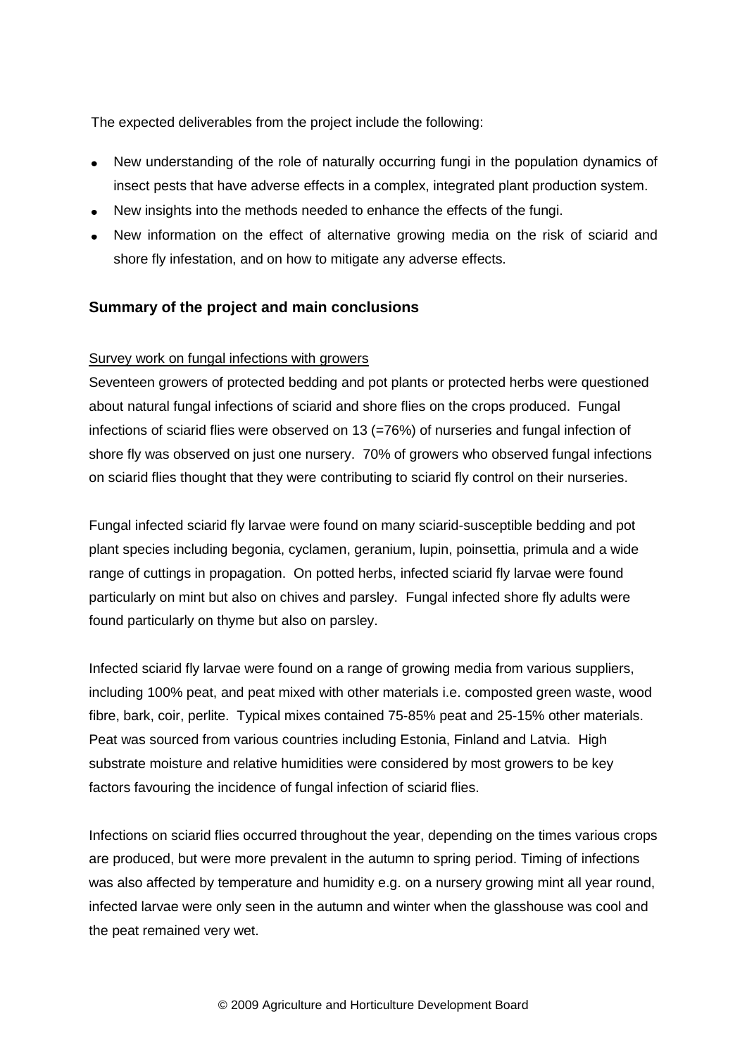The expected deliverables from the project include the following:

- New understanding of the role of naturally occurring fungi in the population dynamics of insect pests that have adverse effects in a complex, integrated plant production system.
- New insights into the methods needed to enhance the effects of the fungi.
- New information on the effect of alternative growing media on the risk of sciarid and shore fly infestation, and on how to mitigate any adverse effects.

## Summary of the project and main conclusions

Survey work on fungal infections with growers

Seventeen growers of protected bedding and pot plants or protected herbs were questioned about natural fungal infections of sciarid and shore flies on the crops produced. Fungal infections of sciarid flies were observed on 13 (=76%) of nurseries and fungal infection of shore fly was observed on just one nursery. 70% of growers who observed fungal infections on sciarid flies thought that they were contributing to sciarid fly control on their nurseries.

Fungal infected sciarid fly larvae were found on many sciarid-susceptible bedding and pot plant species including begonia, cyclamen, geranium, lupin, poinsettia, primula and a wide range of cuttings in propagation. On potted herbs, infected sciarid fly larvae were found particularly on mint but also on chives and parsley. Fungal infected shore fly adults were found particularly on thyme but also on parsley.

Infected sciarid fly larvae were found on a range of growing media from various suppliers, including 100% peat, and peat mixed with other materials i.e. composted green waste, wood fibre, bark, coir, perlite. Typical mixes contained 75-85% peat and 25-15% other materials. Peat was sourced from various countries including Estonia, Finland and Latvia. High substrate moisture and relative humidities were considered by most growers to be key factors favouring the incidence of fungal infection of sciarid flies.

Infections on sciarid flies occurred throughout the year, depending on the times various crops are produced, but were more prevalent in the autumn to spring period. Timing of infections was also affected by temperature and humidity e.g. on a nursery growing mint all year round, infected larvae were only seen in the autumn and winter when the glasshouse was cool and the peat remained very wet.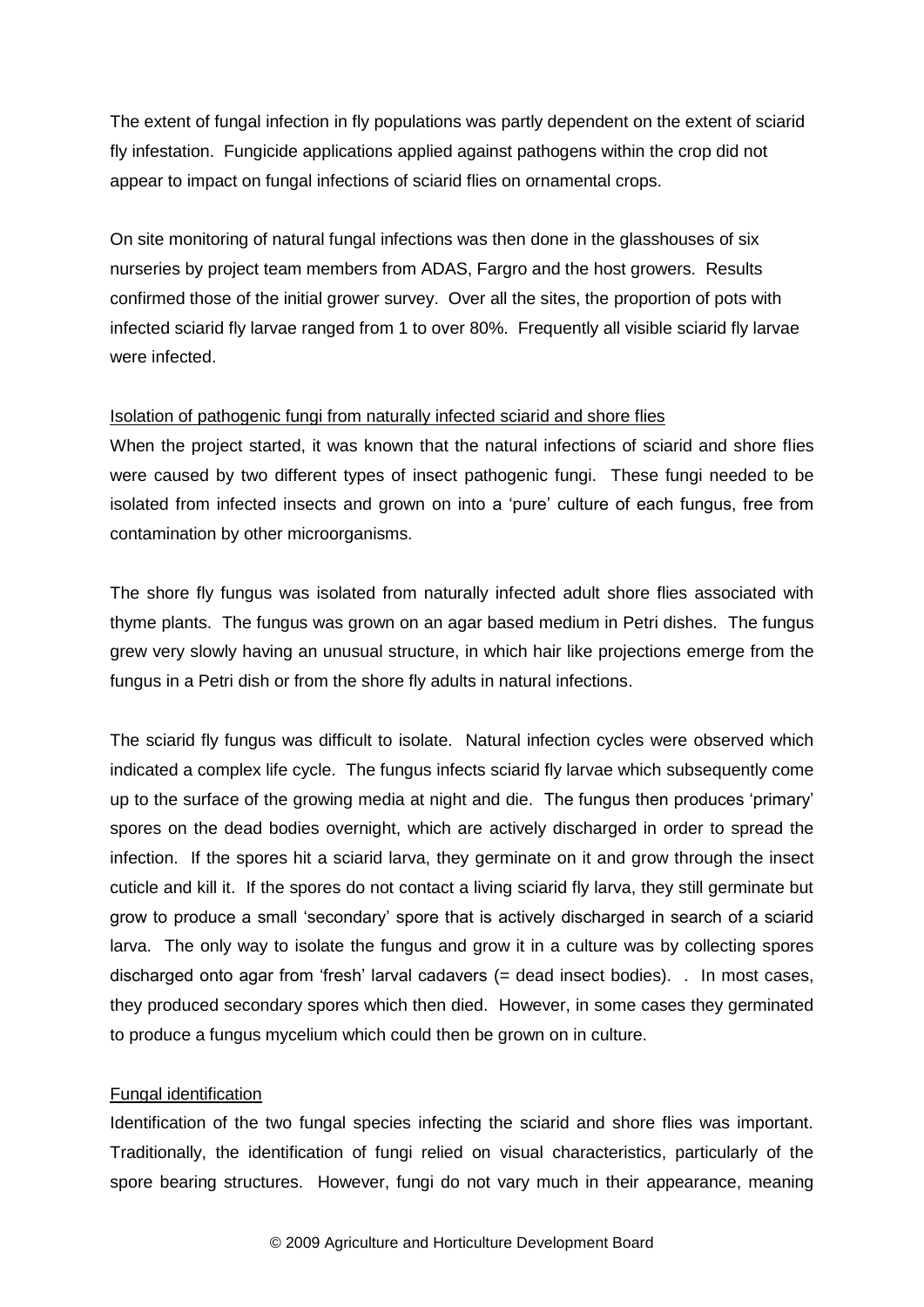The extent of fungal infection in fly populations was partly dependent on the extent of sciarid fly infestation. Fungicide applications applied against pathogens within the crop did not appear to impact on fungal infections of sciarid flies on ornamental crops.

On site monitoring of natural fungal infections was then done in the glasshouses of six nurseries by project team members from ADAS, Fargro and the host growers. Results confirmed those of the initial grower survey. Over all the sites, the proportion of pots with infected sciarid fly larvae ranged from 1 to over 80%. Frequently all visible sciarid fly larvae were infected.

Isolation of pathogenic fungi from naturally infected sciarid and shore flies

When the project started, it was known that the natural infections of sciarid and shore flies were caused by two different types of insect pathogenic fungi. These fungi needed to be isolated from infected insects and grown on into a 'pure' culture of each fungus, free from contamination by other microorganisms.

The shore fly fungus was isolated from naturally infected adult shore flies associated with thyme plants. The fungus was grown on an agar based medium in Petri dishes. The fungus grew very slowly having an unusual structure, in which hair like projections emerge from the fungus in a Petri dish or from the shore fly adults in natural infections.

The sciarid fly fungus was difficult to isolate. Natural infection cycles were observed which indicated a complex life cycle. The fungus infects sciarid fly larvae which subsequently come up to the surface of the growing media at night and die. The fungus then produces 'primary' spores on the dead bodies overnight, which are actively discharged in order to spread the infection. If the spores hit a sciarid larva, they germinate on it and grow through the insect cuticle and kill it. If the spores do not contact a living sciarid fly larva, they still germinate but grow to produce a small 'secondary' spore that is actively discharged in search of a sciarid larva. The only way to isolate the fungus and grow it in a culture was by collecting spores discharged onto agar from 'fresh' larval cadavers (= dead insect bodies). . In most cases, they produced secondary spores which then died. However, in some cases they germinated to produce a fungus mycelium which could then be grown on in culture.

Fungal identification

Identification of the two fungal species infecting the sciarid and shore flies was important. Traditionally, the identification of fungi relied on visual characteristics, particularly of the spore bearing structures. However, fungi do not vary much in their appearance, meaning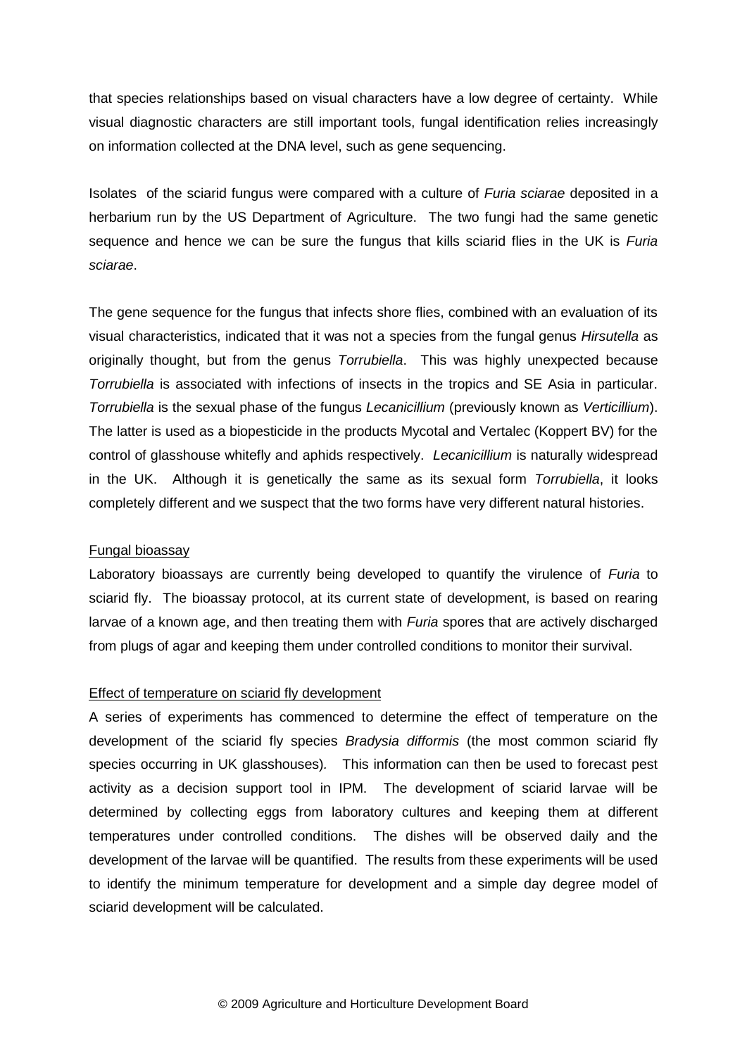that species relationships based on visual characters have a low degree of certainty. While visual diagnostic characters are still important tools, fungal identification relies increasingly on information collected at the DNA level, such as gene sequencing.

Isolates of the sciarid fungus were compared with a culture of *Furia sciarae* deposited in a herbarium run by the US Department of Agriculture. The two fungi had the same genetic sequence and hence we can be sure the fungus that kills sciarid flies in the UK is *Furia sciarae*.

The gene sequence for the fungus that infects shore flies, combined with an evaluation of its visual characteristics, indicated that it was not a species from the fungal genus *Hirsutella* as originally thought, but from the genus *Torrubiella*. This was highly unexpected because *Torrubiella* is associated with infections of insects in the tropics and SE Asia in particular. *Torrubiella* is the sexual phase of the fungus *Lecanicillium* (previously known as *Verticillium*). The latter is used as a biopesticide in the products Mycotal and Vertalec (Koppert BV) for the control of glasshouse whitefly and aphids respectively. *Lecanicillium* is naturally widespread in the UK. Although it is genetically the same as its sexual form *Torrubiella*, it looks completely different and we suspect that the two forms have very different natural histories.

## Fungal bioassay

Laboratory bioassays are currently being developed to quantify the virulence of *Furia* to sciarid fly. The bioassay protocol, at its current state of development, is based on rearing larvae of a known age, and then treating them with *Furia* spores that are actively discharged from plugs of agar and keeping them under controlled conditions to monitor their survival.

## Effect of temperature on sciarid fly development

A series of experiments has commenced to determine the effect of temperature on the development of the sciarid fly species *Bradysia difformis* (the most common sciarid fly species occurring in UK glasshouses). This information can then be used to forecast pest activity as a decision support tool in IPM. The development of sciarid larvae will be determined by collecting eggs from laboratory cultures and keeping them at different temperatures under controlled conditions. The dishes will be observed daily and the development of the larvae will be quantified. The results from these experiments will be used to identify the minimum temperature for development and a simple day degree model of sciarid development will be calculated.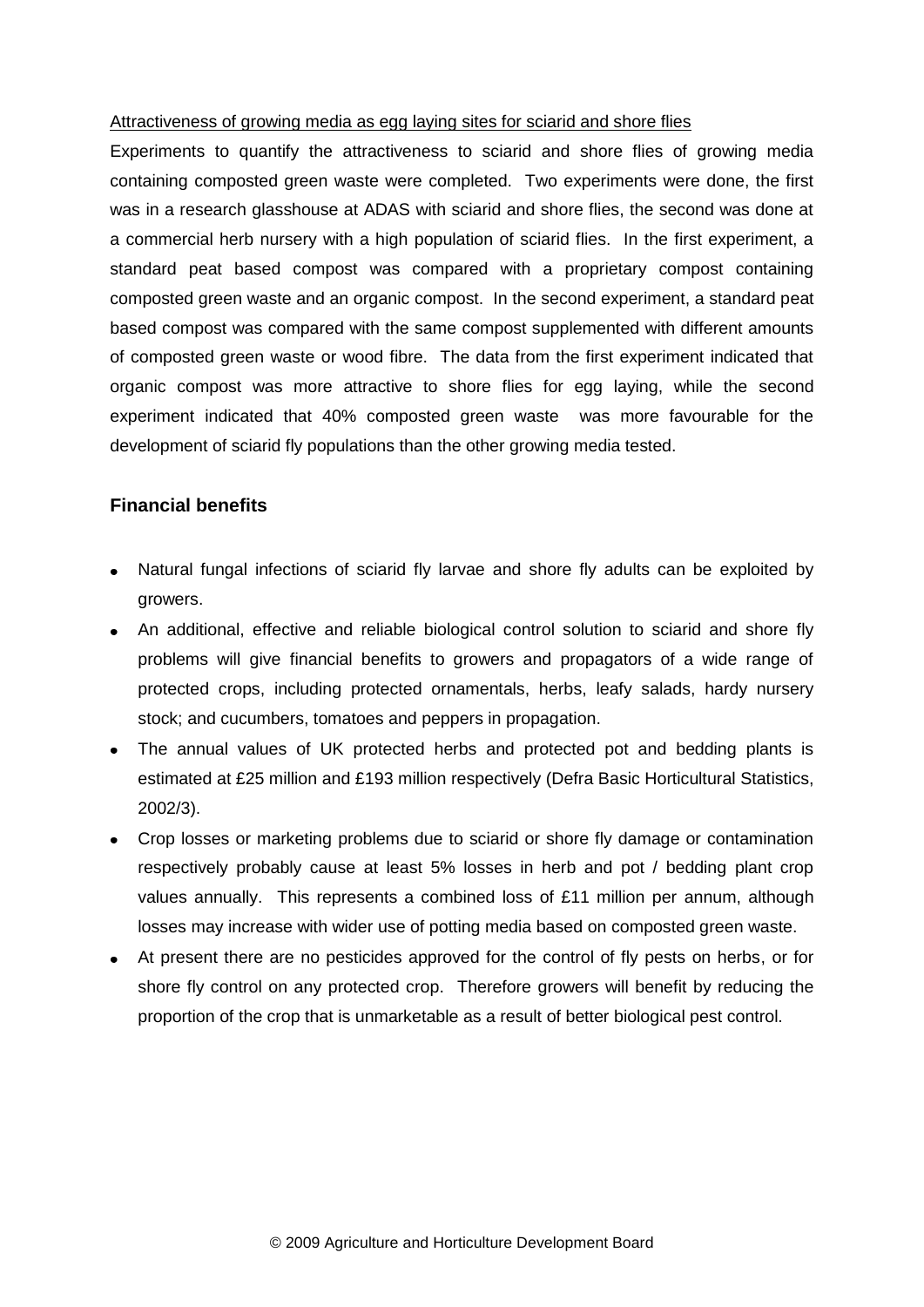<u>Attractiveness of growing media as egg laying sites for sciarid and shore flies</u>

Experiments to quantify the attractiveness to sciarid and shore flies of growing media containing composted green waste were completed. Two experiments were done, the first was in a research glasshouse at ADAS with sciarid and shore flies, the second was done at a commercial herb nursery with a high population of sciarid flies. In the first experiment, a standard peat based compost was compared with a proprietary compost containing composted green waste and an organic compost. In the second experiment, a standard peat based compost was compared with the same compost supplemented with different amounts of composted green waste or wood fibre. The data from the first experiment indicated that organic compost was more attractive to shore flies for egg laying, while the second experiment indicated that 40% composted green waste was more favourable for the development of sciarid fly populations than the other growing media tested.

### Financial benefits

- Natural fungal infections of sciarid fly larvae and shore fly adults can be exploited by growers.
- An additional, effective and reliable biological control solution to sciarid and shore fly problems will give financial benefits to growers and propagators of a wide range of protected crops, including protected ornamentals, herbs, leafy salads, hardy nursery stock; and cucumbers, tomatoes and peppers in propagation.
- The annual values of UK protected herbs and protected pot and bedding plants is estimated at £25 million and £193 million respectively (Defra Basic Horticultural Statistics, 2002/3).
- Crop losses or marketing problems due to sciarid or shore fly damage or contamination respectively probably cause at least 5% losses in herb and pot / bedding plant crop values annually. This represents a combined loss of £11 million per annum, although losses may increase with wider use of potting media based on composted green waste.
- At present there are no pesticides approved for the control of fly pests on herbs, or for shore fly control on any protected crop. Therefore growers will benefit by reducing the proportion of the crop that is unmarketable as a result of better biological pest control.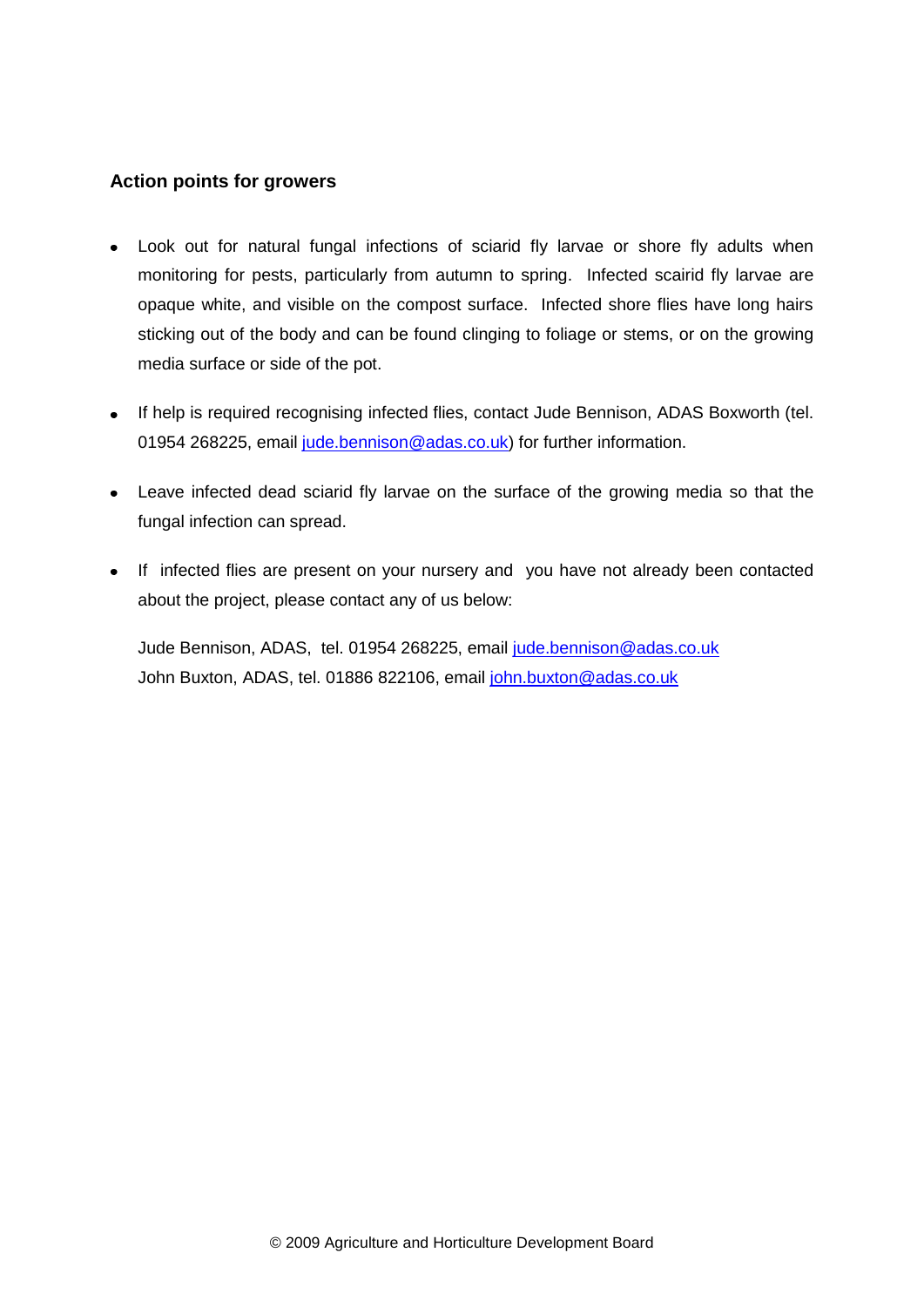## Action points for growers

- Look out for natural fungal infections of sciarid fly larvae or shore fly adults when monitoring for pests, particularly from autumn to spring. Infected scairid fly larvae are opaque white, and visible on the compost surface. Infected shore flies have long hairs sticking out of the body and can be found clinging to foliage or stems, or on the growing media surface or side of the pot.
- If help is required recognising infected flies, contact Jude Bennison, ADAS Boxworth (tel. 01954 268225, email jude.bennison@adas.co.uk) for further information.
- Leave infected dead sciarid fly larvae on the surface of the growing media so that the fungal infection can spread.
- If infected flies are present on your nursery and you have not already been contacted about the project, please contact any of us below:

  Jude Bennison, ADAS, tel. 01954 268225, email jude.bennison@adas.co.uk
  John Buxton, ADAS, tel. 01886 822106, email john.buxton@adas.co.uk